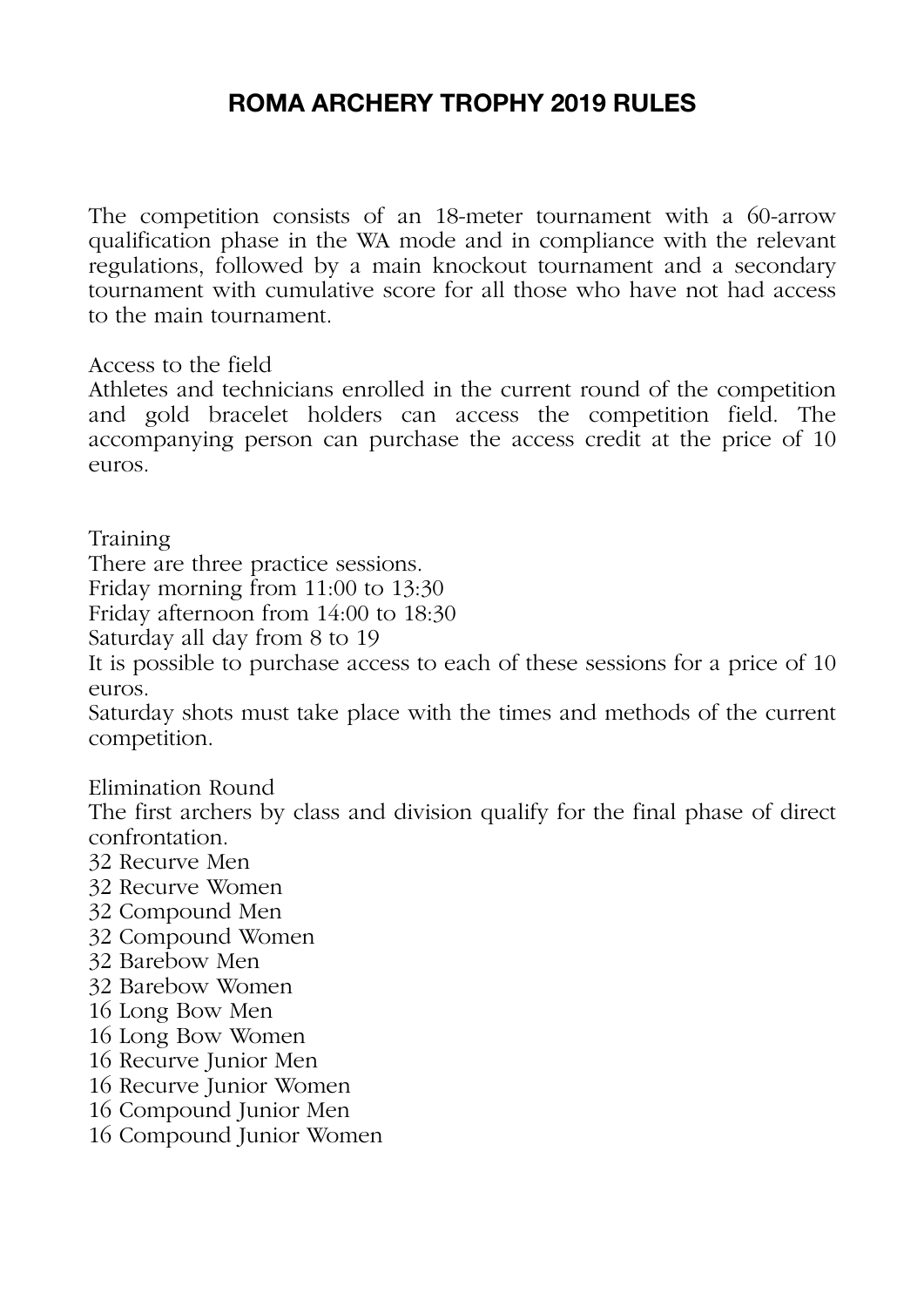# ROMA ARCHERY TROPHY 2019 RULES

The competition consists of an 18-meter tournament with a 60-arrow qualification phase in the WA mode and in compliance with the relevant regulations, followed by a main knockout tournament and a secondary tournament with cumulative score for all those who have not had access to the main tournament.

Access to the field
Athletes and technicians enrolled in the current round of the competition and gold bracelet holders can access the competition field. The accompanying person can purchase the access credit at the price of 10 euros.

Training
There are three practice sessions.
Friday morning from 11:00 to 13:30
Friday afternoon from 14:00 to 18:30
Saturday all day from 8 to 19
It is possible to purchase access to each of these sessions for a price of 10 euros.
Saturday shots must take place with the times and methods of the current competition.

Elimination Round
The first archers by class and division qualify for the final phase of direct confrontation.
32 Recurve Men
32 Recurve Women
32 Compound Men
32 Compound Women
32 Barebow Men
32 Barebow Women
16 Long Bow Men
16 Long Bow Women
16 Recurve Junior Men
16 Recurve Junior Women
16 Compound Junior Men
16 Compound Junior Women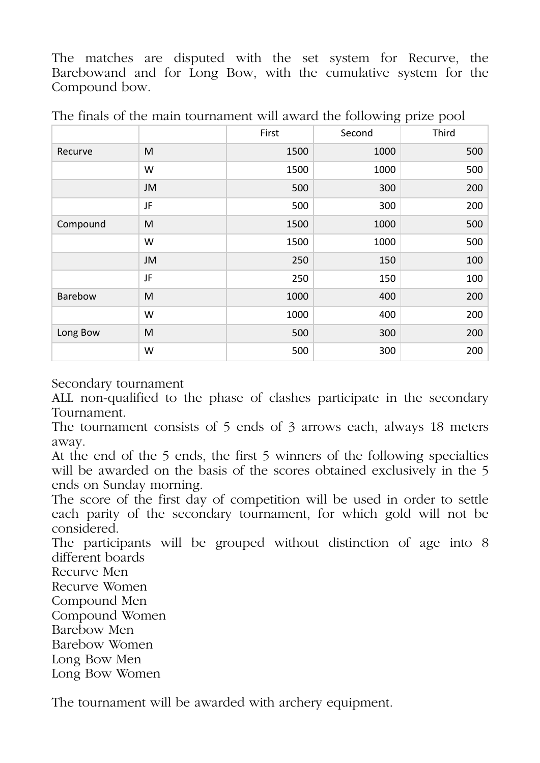The matches are disputed with the set system for Recurve, the Barebowand and for Long Bow, with the cumulative system for the Compound bow.

The finals of the main tournament will award the following prize pool

| | | First | Second | Third |
|---|---|---|---|---|
| Recurve | M | 1500 | 1000 | 500 |
| | W | 1500 | 1000 | 500 |
| | JM | 500 | 300 | 200 |
| | JF | 500 | 300 | 200 |
| Compound | M | 1500 | 1000 | 500 |
| | W | 1500 | 1000 | 500 |
| | JM | 250 | 150 | 100 |
| | JF | 250 | 150 | 100 |
| Barebow | M | 1000 | 400 | 200 |
| | W | 1000 | 400 | 200 |
| Long Bow | M | 500 | 300 | 200 |
| | W | 500 | 300 | 200 |

Secondary tournament

ALL non-qualified to the phase of clashes participate in the secondary Tournament.

The tournament consists of 5 ends of 3 arrows each, always 18 meters away.

At the end of the 5 ends, the first 5 winners of the following specialties will be awarded on the basis of the scores obtained exclusively in the 5 ends on Sunday morning.

The score of the first day of competition will be used in order to settle each parity of the secondary tournament, for which gold will not be considered.

The participants will be grouped without distinction of age into 8 different boards

Recurve Men
Recurve Women
Compound Men
Compound Women
Barebow Men
Barebow Women
Long Bow Men
Long Bow Women

The tournament will be awarded with archery equipment.